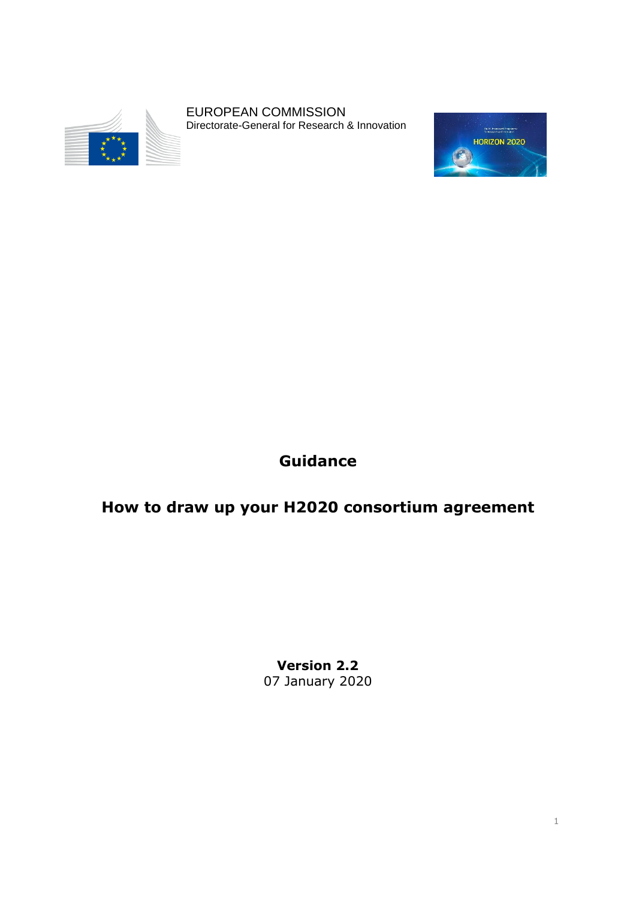EUROPEAN COMMISSION
Directorate-General for Research & Innovation

# Guidance

# How to draw up your H2020 consortium agreement

**Version 2.2**
07 January 2020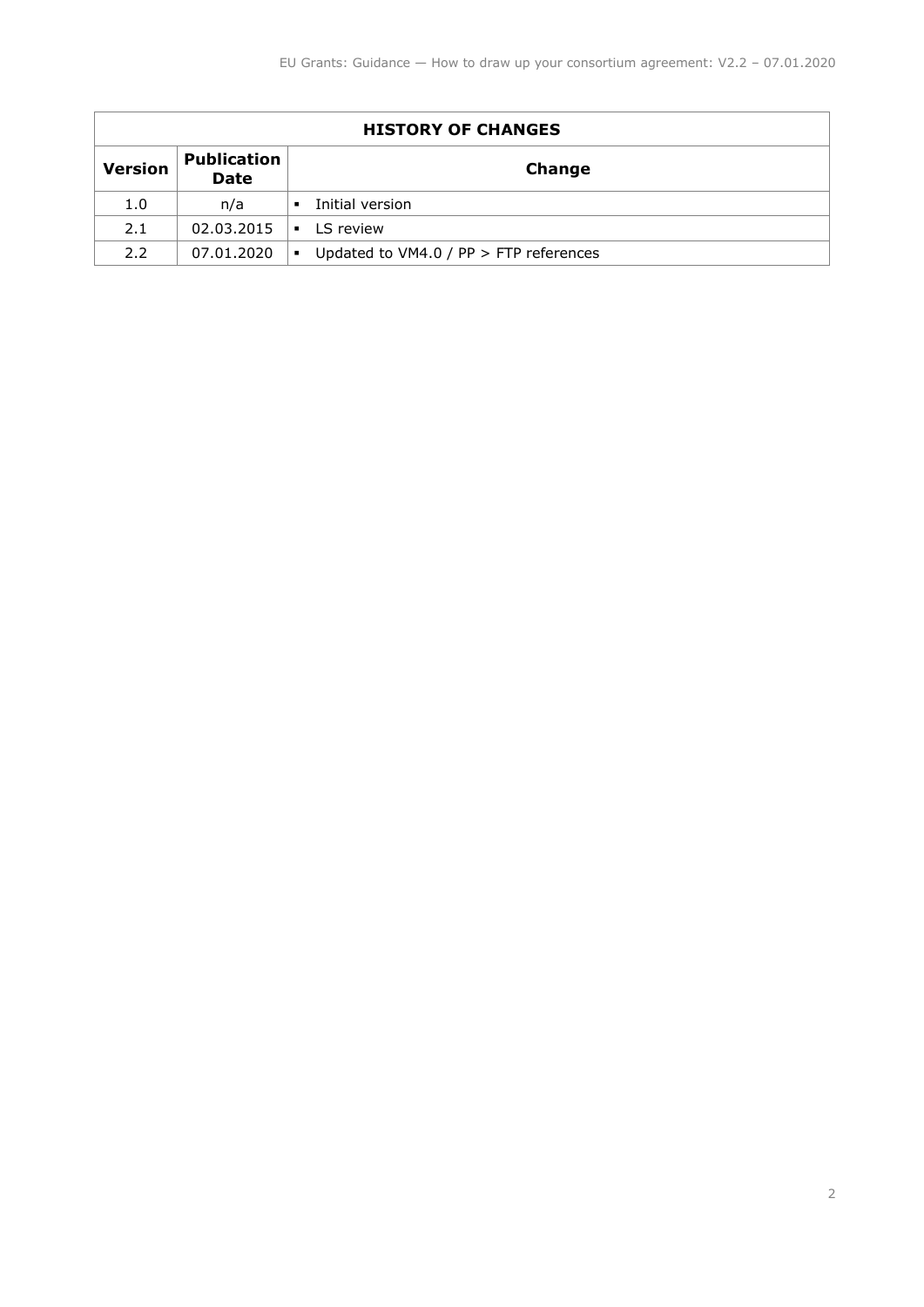| HISTORY OF CHANGES | | |
|---|---|---|
| **Version** | **Publication Date** | **Change** |
| 1.0 | n/a | ▪ Initial version |
| 2.1 | 02.03.2015 | ▪ LS review |
| 2.2 | 07.01.2020 | ▪ Updated to VM4.0 / PP > FTP references |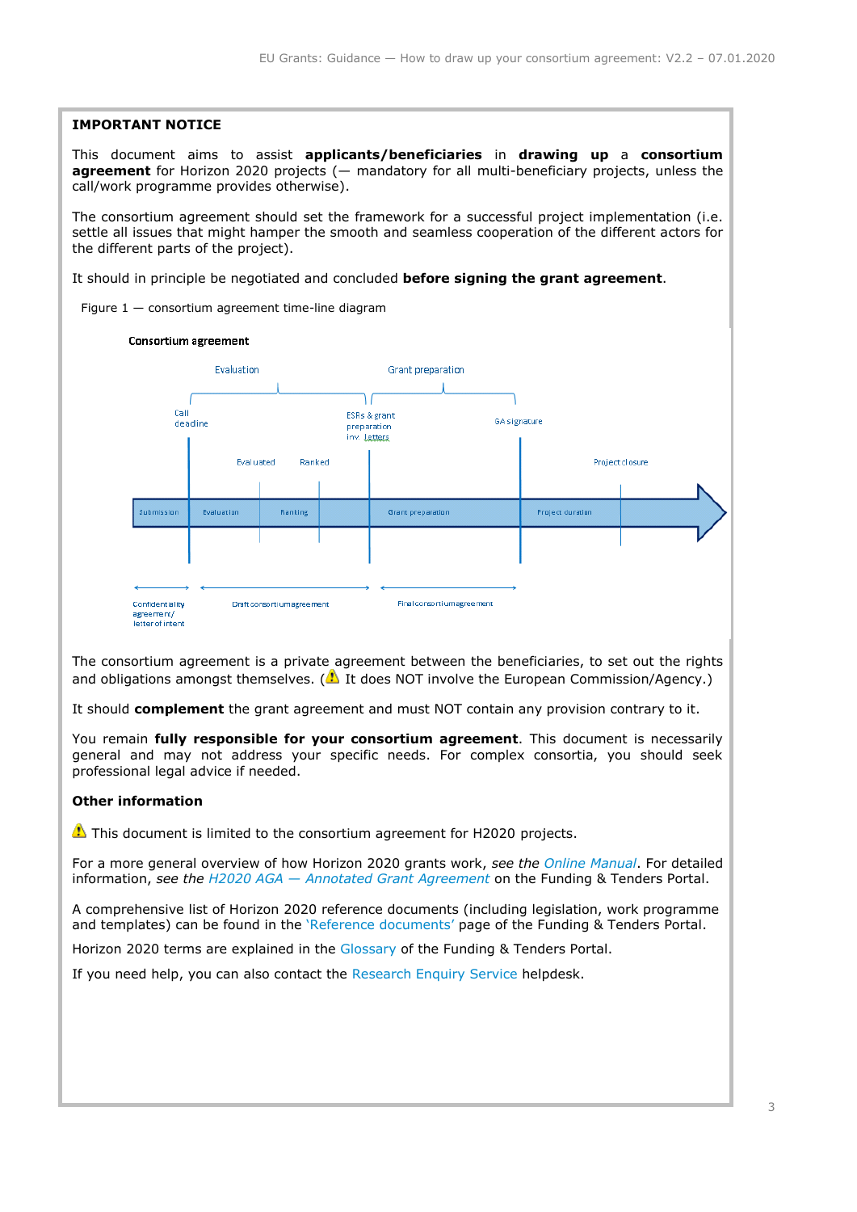**IMPORTANT NOTICE**

This document aims to assist **applicants/beneficiaries** in **drawing up** a **consortium agreement** for Horizon 2020 projects (— mandatory for all multi-beneficiary projects, unless the call/work programme provides otherwise).

The consortium agreement should set the framework for a successful project implementation (i.e. settle all issues that might hamper the smooth and seamless cooperation of the different actors for the different parts of the project).

It should in principle be negotiated and concluded **before signing the grant agreement**.

Figure 1 — consortium agreement time-line diagram

Consortium agreement

Evaluation | Grant preparation

Call deadline | ESRs & grant preparation inv. letters | GA signature

Evaluated | Ranked | Project closure

Submission | Evaluation | Ranking | Grant preparation | Project duration

Confidentiality agreement/ letter of intent | Draft consortium agreement | Final consortium agreement

The consortium agreement is a private agreement between the beneficiaries, to set out the rights and obligations amongst themselves. (⚠ It does NOT involve the European Commission/Agency.)

It should **complement** the grant agreement and must NOT contain any provision contrary to it.

You remain **fully responsible for your consortium agreement**. This document is necessarily general and may not address your specific needs. For complex consortia, you should seek professional legal advice if needed.

**Other information**

⚠ This document is limited to the consortium agreement for H2020 projects.

For a more general overview of how Horizon 2020 grants work, *see the* *Online Manual*. For detailed information, *see the* *H2020 AGA — Annotated Grant Agreement* on the Funding & Tenders Portal.

A comprehensive list of Horizon 2020 reference documents (including legislation, work programme and templates) can be found in the 'Reference documents' page of the Funding & Tenders Portal.

Horizon 2020 terms are explained in the Glossary of the Funding & Tenders Portal.

If you need help, you can also contact the Research Enquiry Service helpdesk.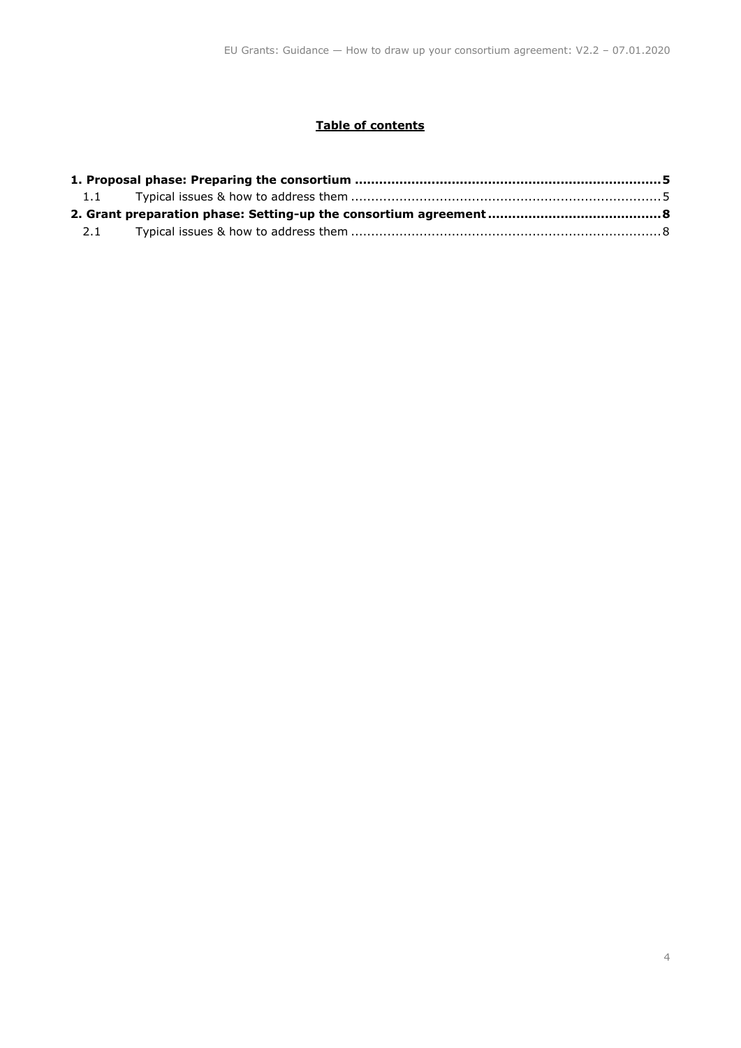**Table of contents**

**1. Proposal phase: Preparing the consortium ........................................................................5**

1.1 Typical issues & how to address them ............................................................................5

**2. Grant preparation phase: Setting-up the consortium agreement ..........................................8**

2.1 Typical issues & how to address them ............................................................................8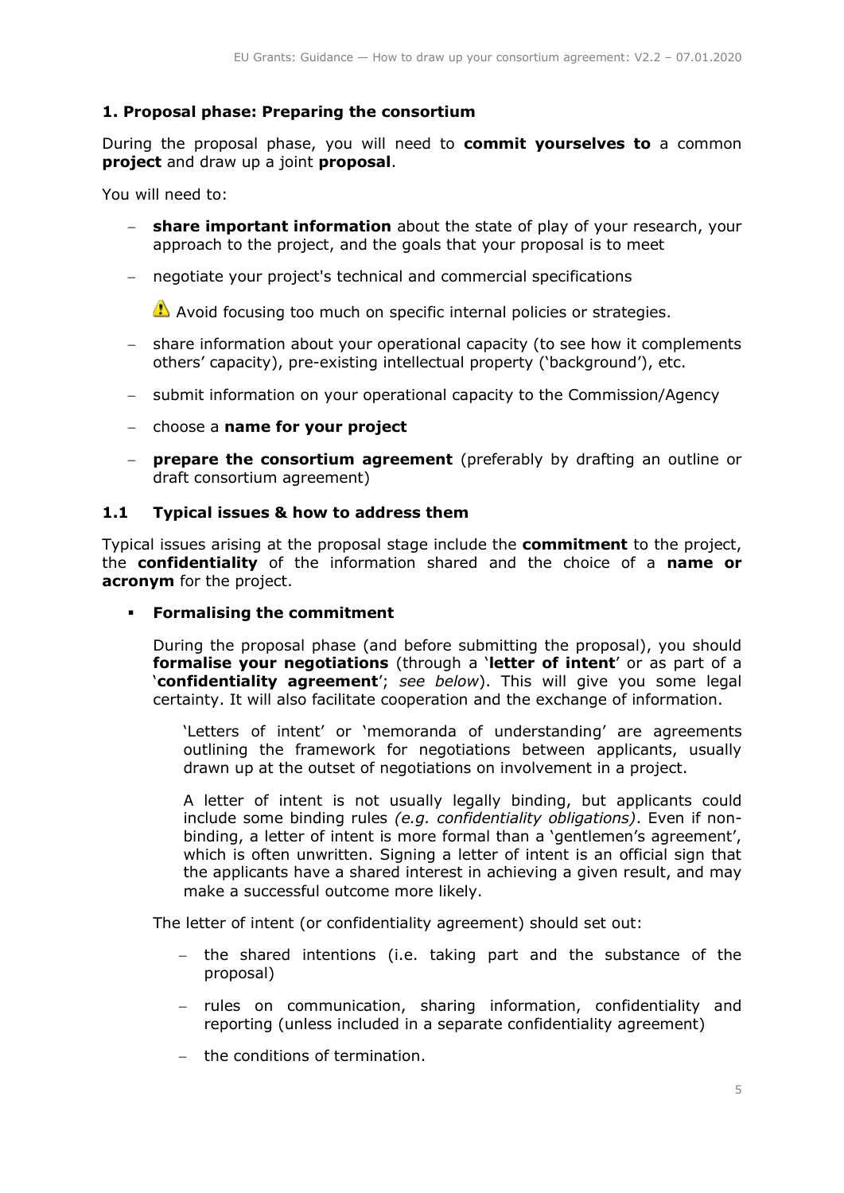## 1. Proposal phase: Preparing the consortium

During the proposal phase, you will need to **commit yourselves to** a common **project** and draw up a joint **proposal**.

You will need to:

- **share important information** about the state of play of your research, your approach to the project, and the goals that your proposal is to meet
- negotiate your project's technical and commercial specifications

  ⚠ Avoid focusing too much on specific internal policies or strategies.

- share information about your operational capacity (to see how it complements others' capacity), pre-existing intellectual property ('background'), etc.
- submit information on your operational capacity to the Commission/Agency
- choose a **name for your project**
- **prepare the consortium agreement** (preferably by drafting an outline or draft consortium agreement)

### 1.1 Typical issues & how to address them

Typical issues arising at the proposal stage include the **commitment** to the project, the **confidentiality** of the information shared and the choice of a **name or acronym** for the project.

- **Formalising the commitment**

  During the proposal phase (and before submitting the proposal), you should **formalise your negotiations** (through a '**letter of intent**' or as part of a '**confidentiality agreement**'; *see below*). This will give you some legal certainty. It will also facilitate cooperation and the exchange of information.

  'Letters of intent' or 'memoranda of understanding' are agreements outlining the framework for negotiations between applicants, usually drawn up at the outset of negotiations on involvement in a project.

  A letter of intent is not usually legally binding, but applicants could include some binding rules *(e.g. confidentiality obligations)*. Even if non-binding, a letter of intent is more formal than a 'gentlemen's agreement', which is often unwritten. Signing a letter of intent is an official sign that the applicants have a shared interest in achieving a given result, and may make a successful outcome more likely.

  The letter of intent (or confidentiality agreement) should set out:

  - the shared intentions (i.e. taking part and the substance of the proposal)
  - rules on communication, sharing information, confidentiality and reporting (unless included in a separate confidentiality agreement)
  - the conditions of termination.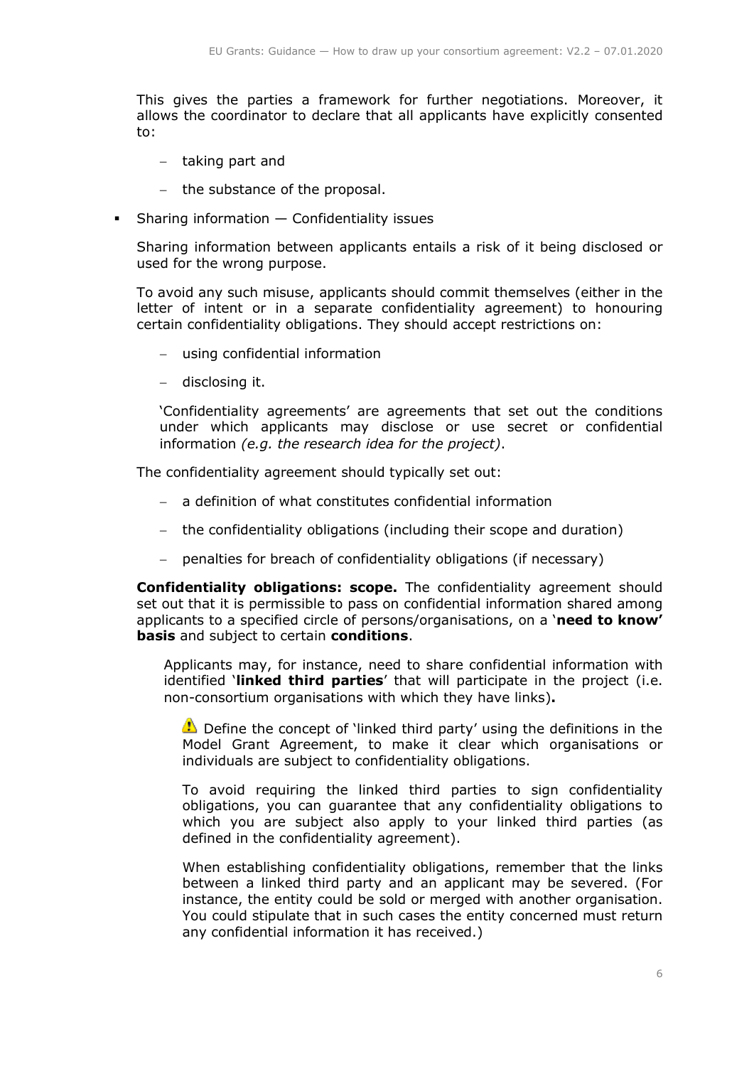This gives the parties a framework for further negotiations. Moreover, it allows the coordinator to declare that all applicants have explicitly consented to:

- taking part and
- the substance of the proposal.

- Sharing information — Confidentiality issues

  Sharing information between applicants entails a risk of it being disclosed or used for the wrong purpose.

  To avoid any such misuse, applicants should commit themselves (either in the letter of intent or in a separate confidentiality agreement) to honouring certain confidentiality obligations. They should accept restrictions on:

  - using confidential information
  - disclosing it.

  'Confidentiality agreements' are agreements that set out the conditions under which applicants may disclose or use secret or confidential information *(e.g. the research idea for the project)*.

  The confidentiality agreement should typically set out:

  - a definition of what constitutes confidential information
  - the confidentiality obligations (including their scope and duration)
  - penalties for breach of confidentiality obligations (if necessary)

  **Confidentiality obligations: scope.** The confidentiality agreement should set out that it is permissible to pass on confidential information shared among applicants to a specified circle of persons/organisations, on a '**need to know' basis** and subject to certain **conditions**.

  Applicants may, for instance, need to share confidential information with identified '**linked third parties**' that will participate in the project (i.e. non-consortium organisations with which they have links)**.**

  ⚠ Define the concept of 'linked third party' using the definitions in the Model Grant Agreement, to make it clear which organisations or individuals are subject to confidentiality obligations.

  To avoid requiring the linked third parties to sign confidentiality obligations, you can guarantee that any confidentiality obligations to which you are subject also apply to your linked third parties (as defined in the confidentiality agreement).

  When establishing confidentiality obligations, remember that the links between a linked third party and an applicant may be severed. (For instance, the entity could be sold or merged with another organisation. You could stipulate that in such cases the entity concerned must return any confidential information it has received.)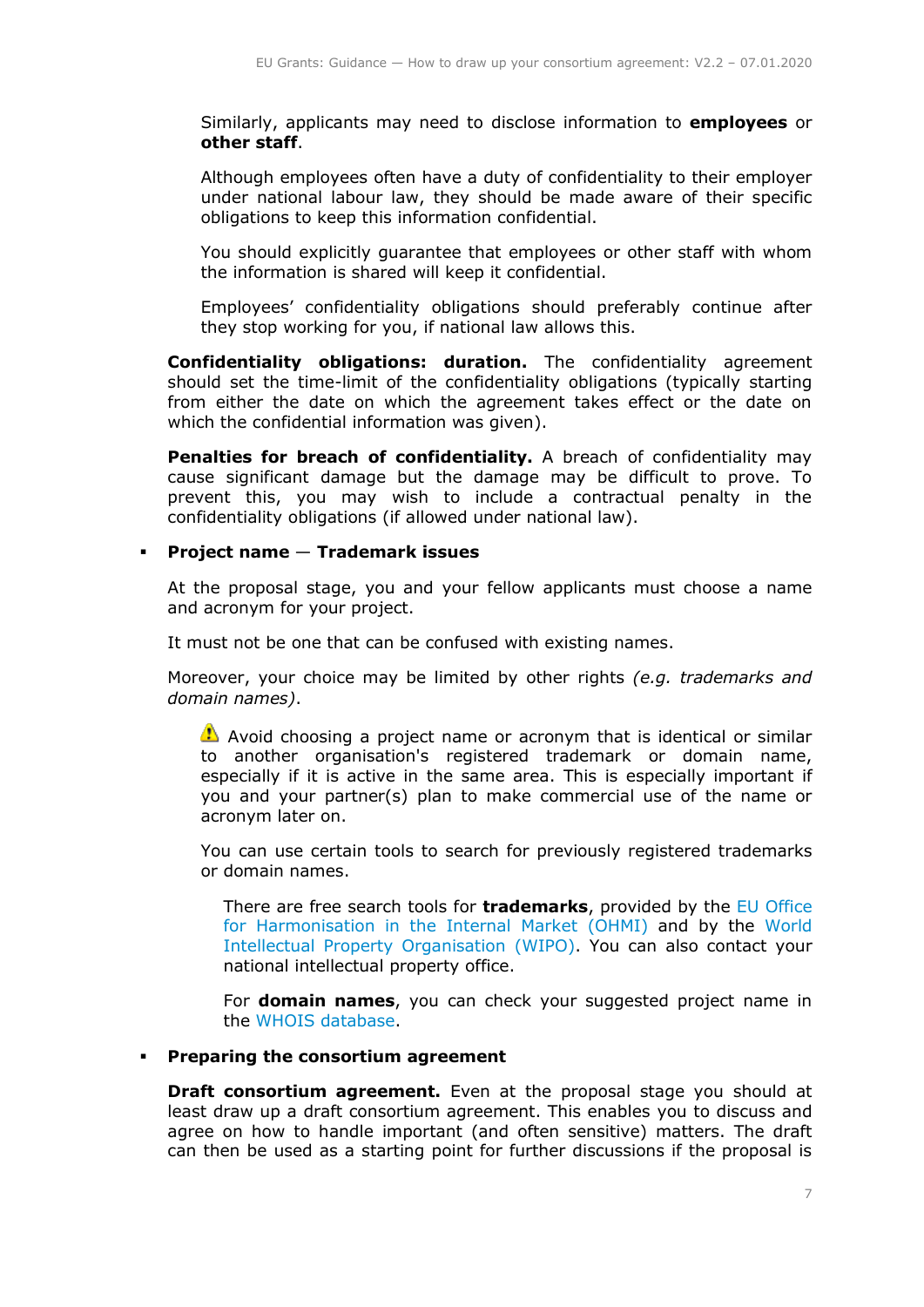Similarly, applicants may need to disclose information to **employees** or **other staff**.

Although employees often have a duty of confidentiality to their employer under national labour law, they should be made aware of their specific obligations to keep this information confidential.

You should explicitly guarantee that employees or other staff with whom the information is shared will keep it confidential.

Employees' confidentiality obligations should preferably continue after they stop working for you, if national law allows this.

**Confidentiality obligations: duration.** The confidentiality agreement should set the time-limit of the confidentiality obligations (typically starting from either the date on which the agreement takes effect or the date on which the confidential information was given).

**Penalties for breach of confidentiality.** A breach of confidentiality may cause significant damage but the damage may be difficult to prove. To prevent this, you may wish to include a contractual penalty in the confidentiality obligations (if allowed under national law).

- **Project name — Trademark issues**

  At the proposal stage, you and your fellow applicants must choose a name and acronym for your project.

  It must not be one that can be confused with existing names.

  Moreover, your choice may be limited by other rights *(e.g. trademarks and domain names)*.

  ⚠ Avoid choosing a project name or acronym that is identical or similar to another organisation's registered trademark or domain name, especially if it is active in the same area. This is especially important if you and your partner(s) plan to make commercial use of the name or acronym later on.

  You can use certain tools to search for previously registered trademarks or domain names.

  There are free search tools for **trademarks**, provided by the EU Office for Harmonisation in the Internal Market (OHMI) and by the World Intellectual Property Organisation (WIPO). You can also contact your national intellectual property office.

  For **domain names**, you can check your suggested project name in the WHOIS database.

- **Preparing the consortium agreement**

  **Draft consortium agreement.** Even at the proposal stage you should at least draw up a draft consortium agreement. This enables you to discuss and agree on how to handle important (and often sensitive) matters. The draft can then be used as a starting point for further discussions if the proposal is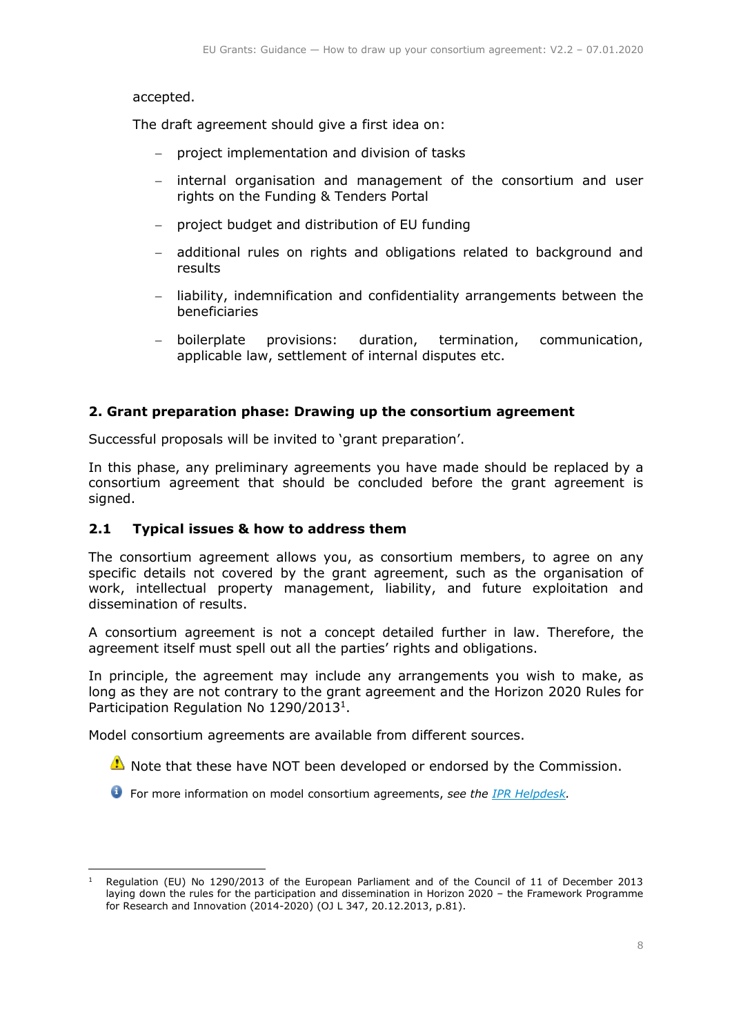accepted.

The draft agreement should give a first idea on:

- project implementation and division of tasks
- internal organisation and management of the consortium and user rights on the Funding & Tenders Portal
- project budget and distribution of EU funding
- additional rules on rights and obligations related to background and results
- liability, indemnification and confidentiality arrangements between the beneficiaries
- boilerplate provisions: duration, termination, communication, applicable law, settlement of internal disputes etc.

## 2. Grant preparation phase: Drawing up the consortium agreement

Successful proposals will be invited to 'grant preparation'.

In this phase, any preliminary agreements you have made should be replaced by a consortium agreement that should be concluded before the grant agreement is signed.

### 2.1 Typical issues & how to address them

The consortium agreement allows you, as consortium members, to agree on any specific details not covered by the grant agreement, such as the organisation of work, intellectual property management, liability, and future exploitation and dissemination of results.

A consortium agreement is not a concept detailed further in law. Therefore, the agreement itself must spell out all the parties' rights and obligations.

In principle, the agreement may include any arrangements you wish to make, as long as they are not contrary to the grant agreement and the Horizon 2020 Rules for Participation Regulation No 1290/2013[1].

Model consortium agreements are available from different sources.

⚠ Note that these have NOT been developed or endorsed by the Commission.

ℹ For more information on model consortium agreements, *see the [IPR Helpdesk](IPR Helpdesk).*

---

[1] Regulation (EU) No 1290/2013 of the European Parliament and of the Council of 11 of December 2013 laying down the rules for the participation and dissemination in Horizon 2020 – the Framework Programme for Research and Innovation (2014-2020) (OJ L 347, 20.12.2013, p.81).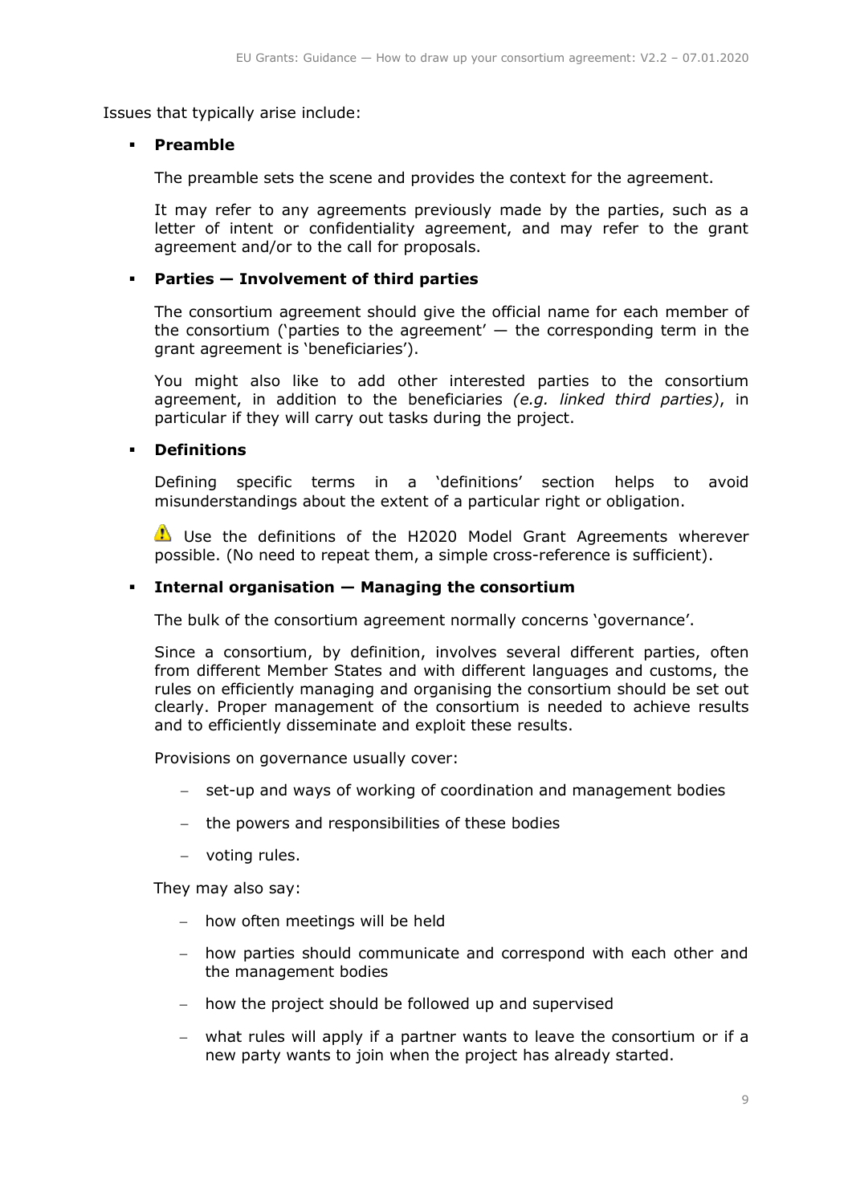Issues that typically arise include:

- **Preamble**

  The preamble sets the scene and provides the context for the agreement.

  It may refer to any agreements previously made by the parties, such as a letter of intent or confidentiality agreement, and may refer to the grant agreement and/or to the call for proposals.

- **Parties — Involvement of third parties**

  The consortium agreement should give the official name for each member of the consortium ('parties to the agreement' — the corresponding term in the grant agreement is 'beneficiaries').

  You might also like to add other interested parties to the consortium agreement, in addition to the beneficiaries *(e.g. linked third parties)*, in particular if they will carry out tasks during the project.

- **Definitions**

  Defining specific terms in a 'definitions' section helps to avoid misunderstandings about the extent of a particular right or obligation.

  ⚠ Use the definitions of the H2020 Model Grant Agreements wherever possible. (No need to repeat them, a simple cross-reference is sufficient).

- **Internal organisation — Managing the consortium**

  The bulk of the consortium agreement normally concerns 'governance'.

  Since a consortium, by definition, involves several different parties, often from different Member States and with different languages and customs, the rules on efficiently managing and organising the consortium should be set out clearly. Proper management of the consortium is needed to achieve results and to efficiently disseminate and exploit these results.

  Provisions on governance usually cover:

  - set-up and ways of working of coordination and management bodies
  - the powers and responsibilities of these bodies
  - voting rules.

  They may also say:

  - how often meetings will be held
  - how parties should communicate and correspond with each other and the management bodies
  - how the project should be followed up and supervised
  - what rules will apply if a partner wants to leave the consortium or if a new party wants to join when the project has already started.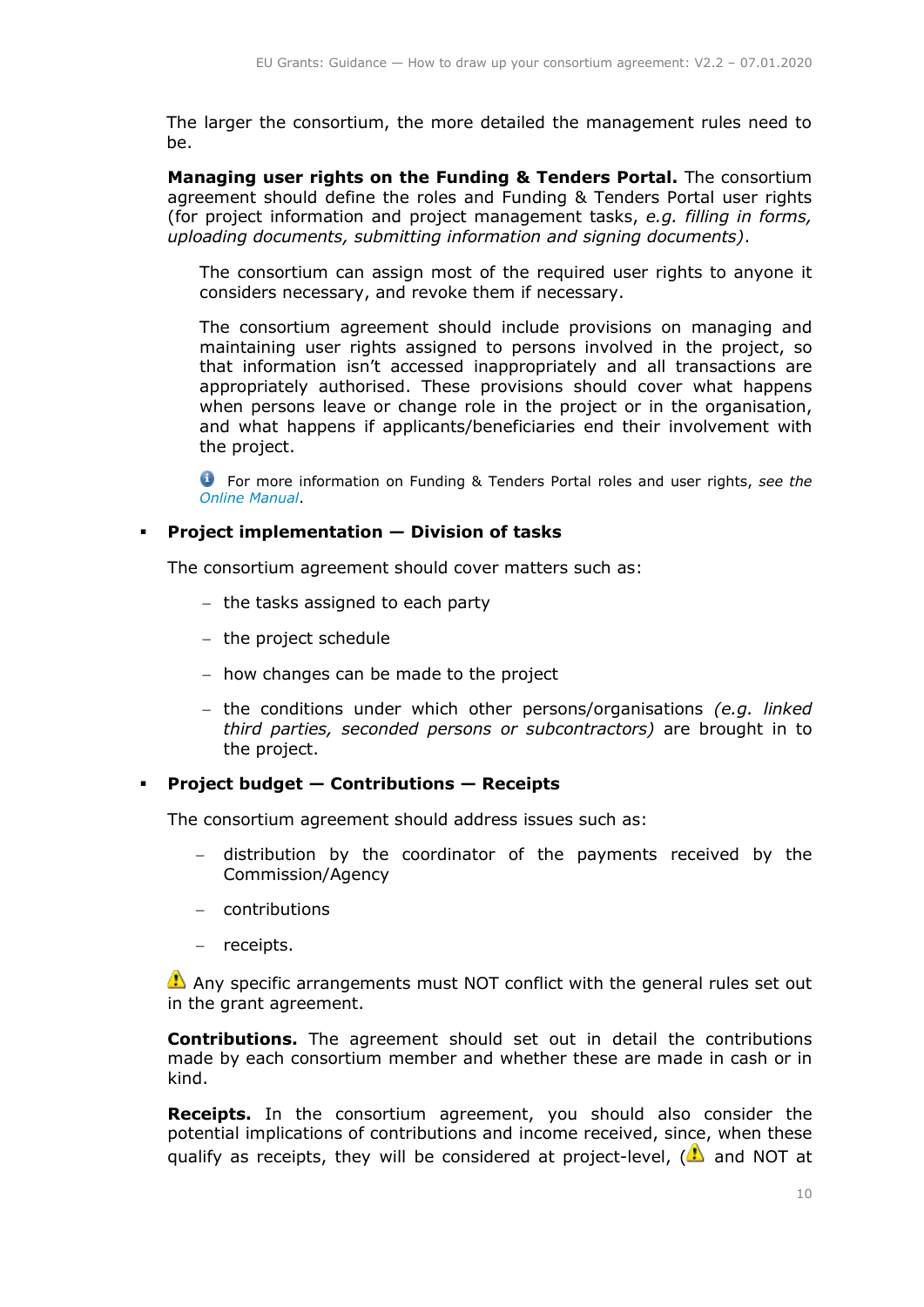The larger the consortium, the more detailed the management rules need to be.

**Managing user rights on the Funding & Tenders Portal.** The consortium agreement should define the roles and Funding & Tenders Portal user rights (for project information and project management tasks, *e.g. filling in forms, uploading documents, submitting information and signing documents)*.

> The consortium can assign most of the required user rights to anyone it considers necessary, and revoke them if necessary.
>
> The consortium agreement should include provisions on managing and maintaining user rights assigned to persons involved in the project, so that information isn't accessed inappropriately and all transactions are appropriately authorised. These provisions should cover what happens when persons leave or change role in the project or in the organisation, and what happens if applicants/beneficiaries end their involvement with the project.
>
> ℹ For more information on Funding & Tenders Portal roles and user rights, *see the Online Manual*.

- **Project implementation — Division of tasks**

  The consortium agreement should cover matters such as:

  - the tasks assigned to each party
  - the project schedule
  - how changes can be made to the project
  - the conditions under which other persons/organisations *(e.g. linked third parties, seconded persons or subcontractors)* are brought in to the project.

- **Project budget — Contributions — Receipts**

  The consortium agreement should address issues such as:

  - distribution by the coordinator of the payments received by the Commission/Agency
  - contributions
  - receipts.

⚠ Any specific arrangements must NOT conflict with the general rules set out in the grant agreement.

**Contributions.** The agreement should set out in detail the contributions made by each consortium member and whether these are made in cash or in kind.

**Receipts.** In the consortium agreement, you should also consider the potential implications of contributions and income received, since, when these qualify as receipts, they will be considered at project-level, (⚠ and NOT at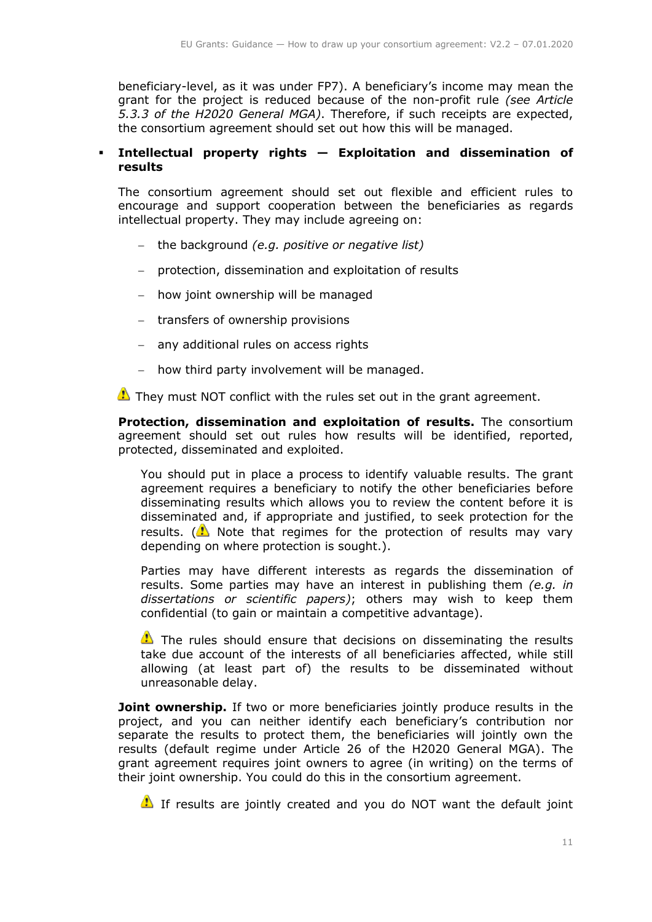beneficiary-level, as it was under FP7). A beneficiary's income may mean the grant for the project is reduced because of the non-profit rule *(see Article 5.3.3 of the H2020 General MGA)*. Therefore, if such receipts are expected, the consortium agreement should set out how this will be managed.

- **Intellectual property rights — Exploitation and dissemination of results**

  The consortium agreement should set out flexible and efficient rules to encourage and support cooperation between the beneficiaries as regards intellectual property. They may include agreeing on:

  - the background *(e.g. positive or negative list)*
  - protection, dissemination and exploitation of results
  - how joint ownership will be managed
  - transfers of ownership provisions
  - any additional rules on access rights
  - how third party involvement will be managed.

  ⚠ They must NOT conflict with the rules set out in the grant agreement.

  **Protection, dissemination and exploitation of results.** The consortium agreement should set out rules how results will be identified, reported, protected, disseminated and exploited.

  You should put in place a process to identify valuable results. The grant agreement requires a beneficiary to notify the other beneficiaries before disseminating results which allows you to review the content before it is disseminated and, if appropriate and justified, to seek protection for the results. (⚠ Note that regimes for the protection of results may vary depending on where protection is sought.).

  Parties may have different interests as regards the dissemination of results. Some parties may have an interest in publishing them *(e.g. in dissertations or scientific papers)*; others may wish to keep them confidential (to gain or maintain a competitive advantage).

  ⚠ The rules should ensure that decisions on disseminating the results take due account of the interests of all beneficiaries affected, while still allowing (at least part of) the results to be disseminated without unreasonable delay.

  **Joint ownership.** If two or more beneficiaries jointly produce results in the project, and you can neither identify each beneficiary's contribution nor separate the results to protect them, the beneficiaries will jointly own the results (default regime under Article 26 of the H2020 General MGA). The grant agreement requires joint owners to agree (in writing) on the terms of their joint ownership. You could do this in the consortium agreement.

  ⚠ If results are jointly created and you do NOT want the default joint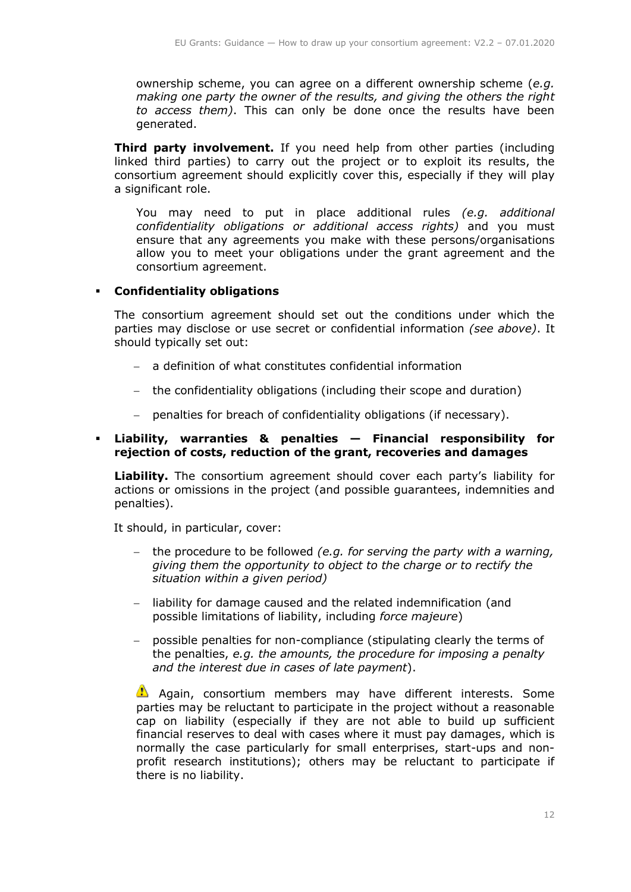ownership scheme, you can agree on a different ownership scheme (*e.g. making one party the owner of the results, and giving the others the right to access them)*. This can only be done once the results have been generated.

**Third party involvement.** If you need help from other parties (including linked third parties) to carry out the project or to exploit its results, the consortium agreement should explicitly cover this, especially if they will play a significant role.

You may need to put in place additional rules *(e.g. additional confidentiality obligations or additional access rights)* and you must ensure that any agreements you make with these persons/organisations allow you to meet your obligations under the grant agreement and the consortium agreement.

- **Confidentiality obligations**

  The consortium agreement should set out the conditions under which the parties may disclose or use secret or confidential information *(see above)*. It should typically set out:

  - a definition of what constitutes confidential information
  - the confidentiality obligations (including their scope and duration)
  - penalties for breach of confidentiality obligations (if necessary).

- **Liability, warranties & penalties — Financial responsibility for rejection of costs, reduction of the grant, recoveries and damages**

  **Liability.** The consortium agreement should cover each party's liability for actions or omissions in the project (and possible guarantees, indemnities and penalties).

  It should, in particular, cover:

  - the procedure to be followed *(e.g. for serving the party with a warning, giving them the opportunity to object to the charge or to rectify the situation within a given period)*
  - liability for damage caused and the related indemnification (and possible limitations of liability, including *force majeure*)
  - possible penalties for non-compliance (stipulating clearly the terms of the penalties, *e.g. the amounts, the procedure for imposing a penalty and the interest due in cases of late payment*).

  ⚠ Again, consortium members may have different interests. Some parties may be reluctant to participate in the project without a reasonable cap on liability (especially if they are not able to build up sufficient financial reserves to deal with cases where it must pay damages, which is normally the case particularly for small enterprises, start-ups and non-profit research institutions); others may be reluctant to participate if there is no liability.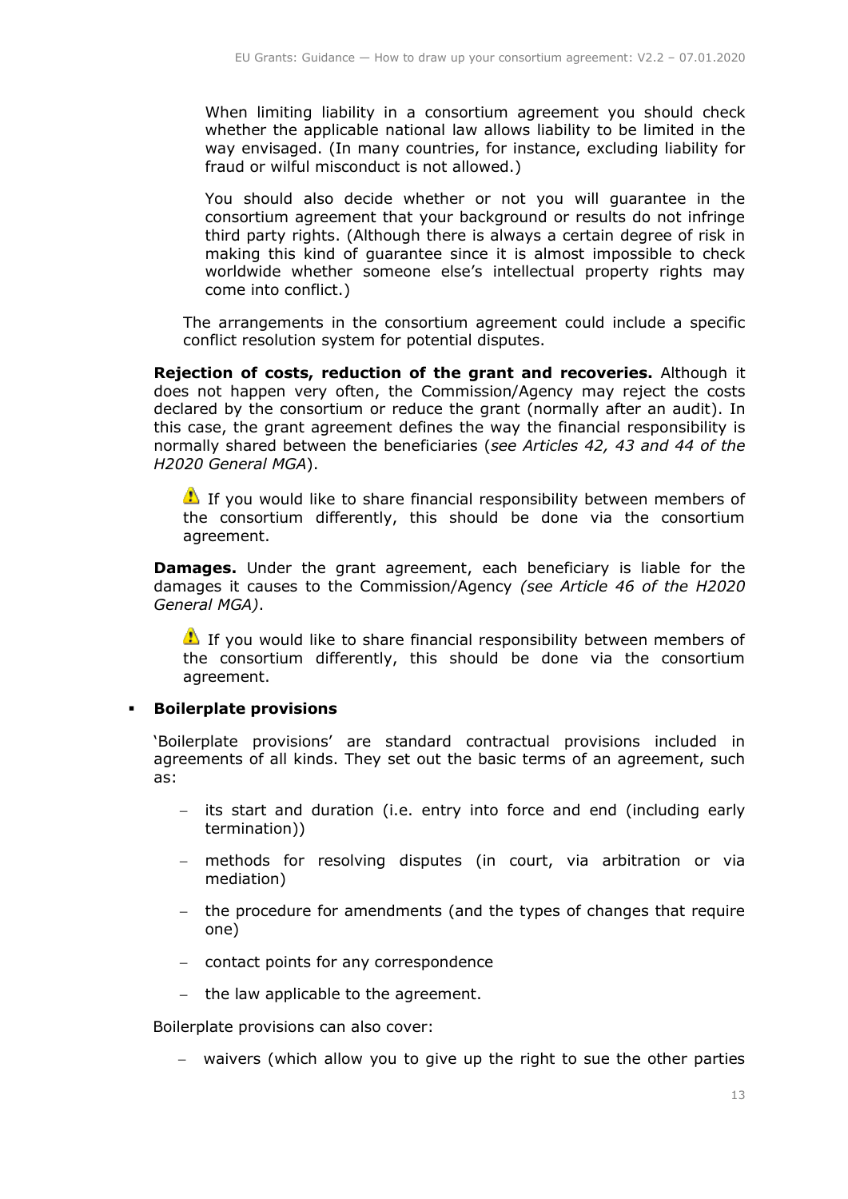When limiting liability in a consortium agreement you should check whether the applicable national law allows liability to be limited in the way envisaged. (In many countries, for instance, excluding liability for fraud or wilful misconduct is not allowed.)

You should also decide whether or not you will guarantee in the consortium agreement that your background or results do not infringe third party rights. (Although there is always a certain degree of risk in making this kind of guarantee since it is almost impossible to check worldwide whether someone else's intellectual property rights may come into conflict.)

The arrangements in the consortium agreement could include a specific conflict resolution system for potential disputes.

**Rejection of costs, reduction of the grant and recoveries.** Although it does not happen very often, the Commission/Agency may reject the costs declared by the consortium or reduce the grant (normally after an audit). In this case, the grant agreement defines the way the financial responsibility is normally shared between the beneficiaries (*see Articles 42, 43 and 44 of the H2020 General MGA*).

⚠ If you would like to share financial responsibility between members of the consortium differently, this should be done via the consortium agreement.

**Damages.** Under the grant agreement, each beneficiary is liable for the damages it causes to the Commission/Agency *(see Article 46 of the H2020 General MGA)*.

⚠ If you would like to share financial responsibility between members of the consortium differently, this should be done via the consortium agreement.

- **Boilerplate provisions**

'Boilerplate provisions' are standard contractual provisions included in agreements of all kinds. They set out the basic terms of an agreement, such as:

- its start and duration (i.e. entry into force and end (including early termination))
- methods for resolving disputes (in court, via arbitration or via mediation)
- the procedure for amendments (and the types of changes that require one)
- contact points for any correspondence
- the law applicable to the agreement.

Boilerplate provisions can also cover:

- waivers (which allow you to give up the right to sue the other parties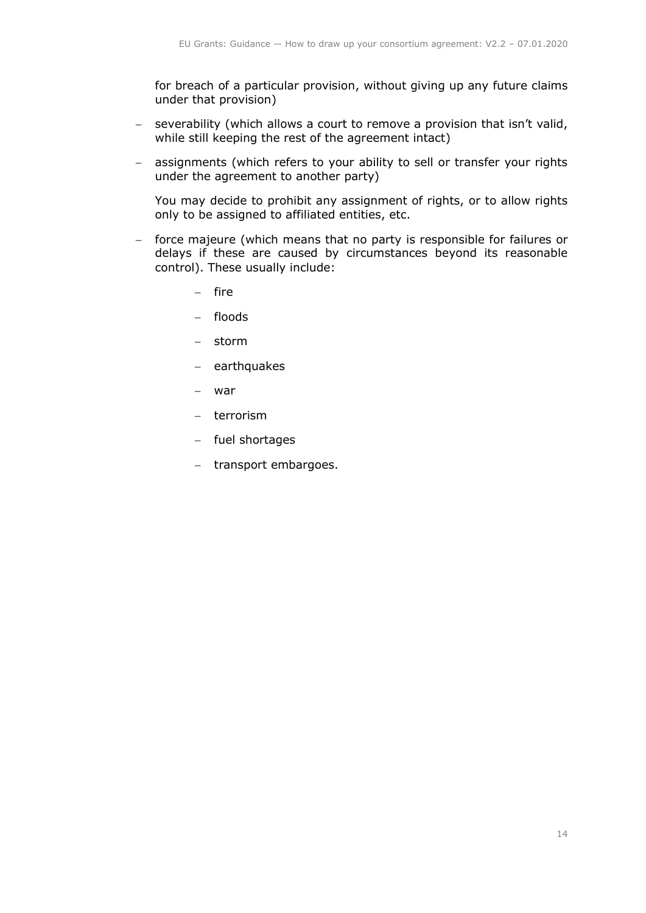for breach of a particular provision, without giving up any future claims under that provision)

- severability (which allows a court to remove a provision that isn't valid, while still keeping the rest of the agreement intact)
- assignments (which refers to your ability to sell or transfer your rights under the agreement to another party)

  You may decide to prohibit any assignment of rights, or to allow rights only to be assigned to affiliated entities, etc.

- force majeure (which means that no party is responsible for failures or delays if these are caused by circumstances beyond its reasonable control). These usually include:
  - fire
  - floods
  - storm
  - earthquakes
  - war
  - terrorism
  - fuel shortages
  - transport embargoes.